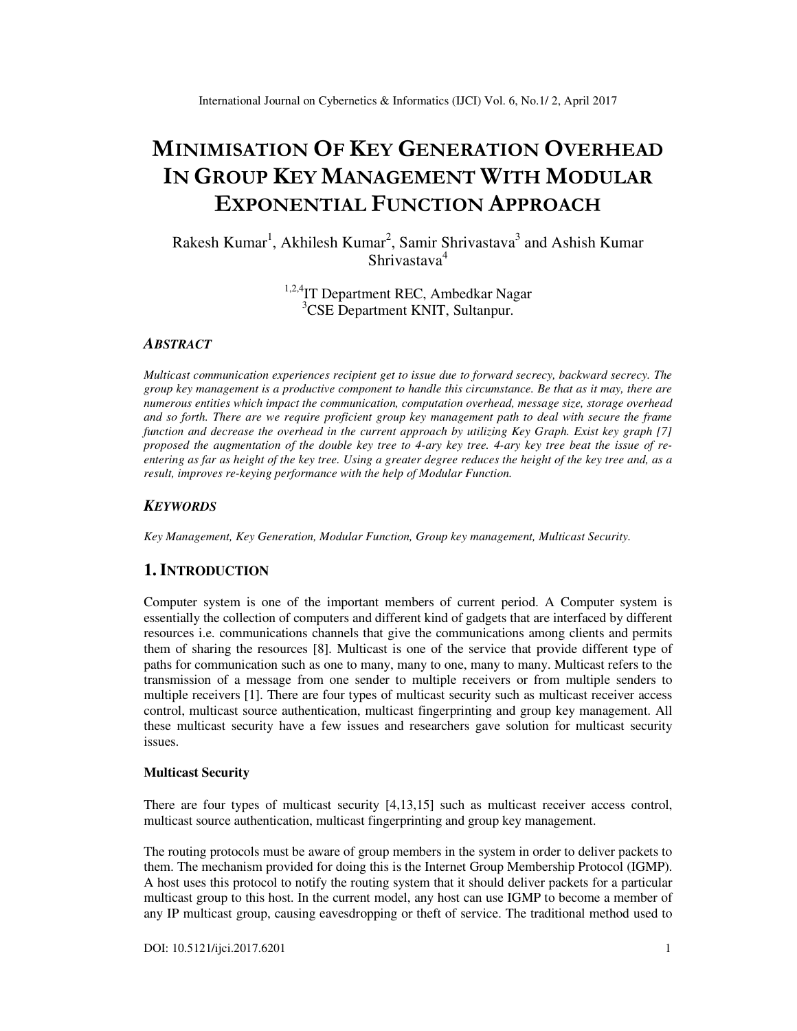# MINIMISATION OF KEY GENERATION OVERHEAD IN GROUP KEY MANAGEMENT WITH MODULAR EXPONENTIAL FUNCTION APPROACH

Rakesh Kumar[1], Akhilesh Kumar[2], Samir Shrivastava[3] and Ashish Kumar Shrivastava[4]

[1,2,4]IT Department REC, Ambedkar Nagar
[3]CSE Department KNIT, Sultanpur.

### ABSTRACT

*Multicast communication experiences recipient get to issue due to forward secrecy, backward secrecy. The group key management is a productive component to handle this circumstance. Be that as it may, there are numerous entities which impact the communication, computation overhead, message size, storage overhead and so forth. There are we require proficient group key management path to deal with secure the frame function and decrease the overhead in the current approach by utilizing Key Graph. Exist key graph [7] proposed the augmentation of the double key tree to 4-ary key tree. 4-ary key tree beat the issue of re-entering as far as height of the key tree. Using a greater degree reduces the height of the key tree and, as a result, improves re-keying performance with the help of Modular Function.*

### KEYWORDS

*Key Management, Key Generation, Modular Function, Group key management, Multicast Security.*

## 1. INTRODUCTION

Computer system is one of the important members of current period. A Computer system is essentially the collection of computers and different kind of gadgets that are interfaced by different resources i.e. communications channels that give the communications among clients and permits them of sharing the resources [8]. Multicast is one of the service that provide different type of paths for communication such as one to many, many to one, many to many. Multicast refers to the transmission of a message from one sender to multiple receivers or from multiple senders to multiple receivers [1]. There are four types of multicast security such as multicast receiver access control, multicast source authentication, multicast fingerprinting and group key management. All these multicast security have a few issues and researchers gave solution for multicast security issues.

**Multicast Security**

There are four types of multicast security [4,13,15] such as multicast receiver access control, multicast source authentication, multicast fingerprinting and group key management.

The routing protocols must be aware of group members in the system in order to deliver packets to them. The mechanism provided for doing this is the Internet Group Membership Protocol (IGMP). A host uses this protocol to notify the routing system that it should deliver packets for a particular multicast group to this host. In the current model, any host can use IGMP to become a member of any IP multicast group, causing eavesdropping or theft of service. The traditional method used to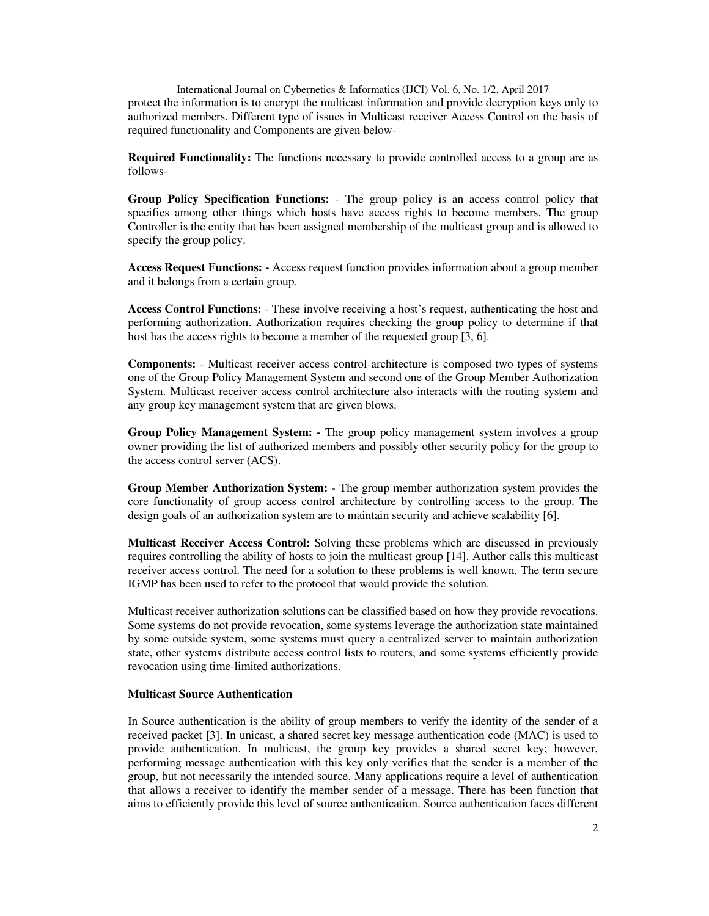protect the information is to encrypt the multicast information and provide decryption keys only to authorized members. Different type of issues in Multicast receiver Access Control on the basis of required functionality and Components are given below-

**Required Functionality:** The functions necessary to provide controlled access to a group are as follows-

**Group Policy Specification Functions:** - The group policy is an access control policy that specifies among other things which hosts have access rights to become members. The group Controller is the entity that has been assigned membership of the multicast group and is allowed to specify the group policy.

**Access Request Functions: -** Access request function provides information about a group member and it belongs from a certain group.

**Access Control Functions:** - These involve receiving a host's request, authenticating the host and performing authorization. Authorization requires checking the group policy to determine if that host has the access rights to become a member of the requested group [3, 6].

**Components:** - Multicast receiver access control architecture is composed two types of systems one of the Group Policy Management System and second one of the Group Member Authorization System. Multicast receiver access control architecture also interacts with the routing system and any group key management system that are given blows.

**Group Policy Management System: -** The group policy management system involves a group owner providing the list of authorized members and possibly other security policy for the group to the access control server (ACS).

**Group Member Authorization System: -** The group member authorization system provides the core functionality of group access control architecture by controlling access to the group. The design goals of an authorization system are to maintain security and achieve scalability [6].

**Multicast Receiver Access Control:** Solving these problems which are discussed in previously requires controlling the ability of hosts to join the multicast group [14]. Author calls this multicast receiver access control. The need for a solution to these problems is well known. The term secure IGMP has been used to refer to the protocol that would provide the solution.

Multicast receiver authorization solutions can be classified based on how they provide revocations. Some systems do not provide revocation, some systems leverage the authorization state maintained by some outside system, some systems must query a centralized server to maintain authorization state, other systems distribute access control lists to routers, and some systems efficiently provide revocation using time-limited authorizations.

**Multicast Source Authentication**

In Source authentication is the ability of group members to verify the identity of the sender of a received packet [3]. In unicast, a shared secret key message authentication code (MAC) is used to provide authentication. In multicast, the group key provides a shared secret key; however, performing message authentication with this key only verifies that the sender is a member of the group, but not necessarily the intended source. Many applications require a level of authentication that allows a receiver to identify the member sender of a message. There has been function that aims to efficiently provide this level of source authentication. Source authentication faces different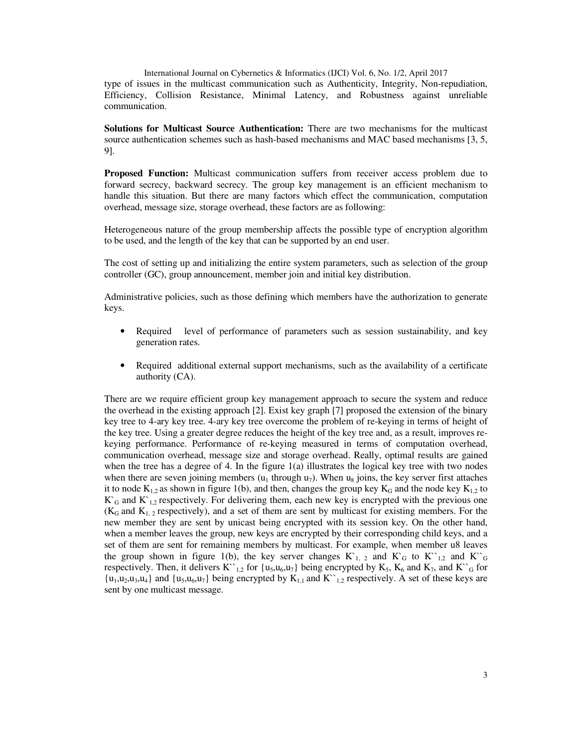type of issues in the multicast communication such as Authenticity, Integrity, Non-repudiation, Efficiency, Collision Resistance, Minimal Latency, and Robustness against unreliable communication.

**Solutions for Multicast Source Authentication:** There are two mechanisms for the multicast source authentication schemes such as hash-based mechanisms and MAC based mechanisms [3, 5, 9].

**Proposed Function:** Multicast communication suffers from receiver access problem due to forward secrecy, backward secrecy. The group key management is an efficient mechanism to handle this situation. But there are many factors which effect the communication, computation overhead, message size, storage overhead, these factors are as following:

Heterogeneous nature of the group membership affects the possible type of encryption algorithm to be used, and the length of the key that can be supported by an end user.

The cost of setting up and initializing the entire system parameters, such as selection of the group controller (GC), group announcement, member join and initial key distribution.

Administrative policies, such as those defining which members have the authorization to generate keys.

- Required level of performance of parameters such as session sustainability, and key generation rates.
- Required additional external support mechanisms, such as the availability of a certificate authority (CA).

There are we require efficient group key management approach to secure the system and reduce the overhead in the existing approach [2]. Exist key graph [7] proposed the extension of the binary key tree to 4-ary key tree. 4-ary key tree overcome the problem of re-keying in terms of height of the key tree. Using a greater degree reduces the height of the key tree and, as a result, improves re-keying performance. Performance of re-keying measured in terms of computation overhead, communication overhead, message size and storage overhead. Really, optimal results are gained when the tree has a degree of 4. In the figure 1(a) illustrates the logical key tree with two nodes when there are seven joining members ($u_1$ through $u_7$). When $u_8$ joins, the key server first attaches it to node $K_{1,2}$ as shown in figure 1(b), and then, changes the group key $K_G$ and the node key $K_{1,2}$ to $K`_G$ and $K`_{1,2}$ respectively. For delivering them, each new key is encrypted with the previous one ($K_G$ and $K_{1,2}$ respectively), and a set of them are sent by multicast for existing members. For the new member they are sent by unicast being encrypted with its session key. On the other hand, when a member leaves the group, new keys are encrypted by their corresponding child keys, and a set of them are sent for remaining members by multicast. For example, when member u8 leaves the group shown in figure 1(b), the key server changes $K`_{1,2}$ and $K`_G$ to $K``_{1,2}$ and $K``_G$ respectively. Then, it delivers $K``_{1,2}$ for $\{u_5,u_6,u_7\}$ being encrypted by $K_5$, $K_6$ and $K_7$, and $K``_G$ for $\{u_1,u_2,u_3,u_4\}$ and $\{u_5,u_6,u_7\}$ being encrypted by $K_{1,1}$ and $K``_{1,2}$ respectively. A set of these keys are sent by one multicast message.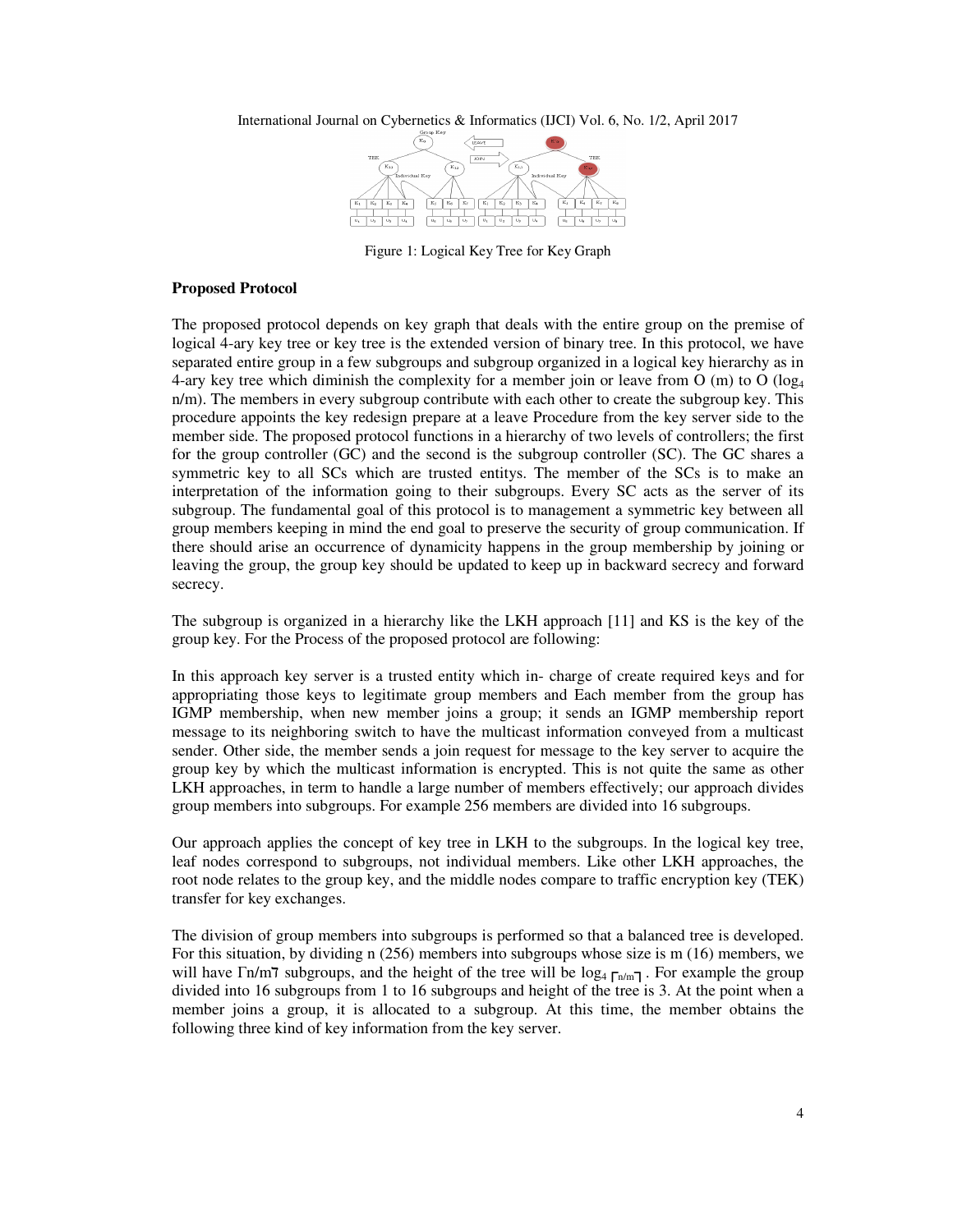Figure 1: Logical Key Tree for Key Graph

## Proposed Protocol

The proposed protocol depends on key graph that deals with the entire group on the premise of logical 4-ary key tree or key tree is the extended version of binary tree. In this protocol, we have separated entire group in a few subgroups and subgroup organized in a logical key hierarchy as in 4-ary key tree which diminish the complexity for a member join or leave from O (m) to O ($\log_4$ n/m). The members in every subgroup contribute with each other to create the subgroup key. This procedure appoints the key redesign prepare at a leave Procedure from the key server side to the member side. The proposed protocol functions in a hierarchy of two levels of controllers; the first for the group controller (GC) and the second is the subgroup controller (SC). The GC shares a symmetric key to all SCs which are trusted entitys. The member of the SCs is to make an interpretation of the information going to their subgroups. Every SC acts as the server of its subgroup. The fundamental goal of this protocol is to management a symmetric key between all group members keeping in mind the end goal to preserve the security of group communication. If there should arise an occurrence of dynamicity happens in the group membership by joining or leaving the group, the group key should be updated to keep up in backward secrecy and forward secrecy.

The subgroup is organized in a hierarchy like the LKH approach [11] and KS is the key of the group key. For the Process of the proposed protocol are following:

In this approach key server is a trusted entity which in- charge of create required keys and for appropriating those keys to legitimate group members and Each member from the group has IGMP membership, when new member joins a group; it sends an IGMP membership report message to its neighboring switch to have the multicast information conveyed from a multicast sender. Other side, the member sends a join request for message to the key server to acquire the group key by which the multicast information is encrypted. This is not quite the same as other LKH approaches, in term to handle a large number of members effectively; our approach divides group members into subgroups. For example 256 members are divided into 16 subgroups.

Our approach applies the concept of key tree in LKH to the subgroups. In the logical key tree, leaf nodes correspond to subgroups, not individual members. Like other LKH approaches, the root node relates to the group key, and the middle nodes compare to traffic encryption key (TEK) transfer for key exchanges.

The division of group members into subgroups is performed so that a balanced tree is developed. For this situation, by dividing n (256) members into subgroups whose size is m (16) members, we will have $\lceil n/m \rceil$ subgroups, and the height of the tree will be $\log_4 \lceil n/m \rceil$ . For example the group divided into 16 subgroups from 1 to 16 subgroups and height of the tree is 3. At the point when a member joins a group, it is allocated to a subgroup. At this time, the member obtains the following three kind of key information from the key server.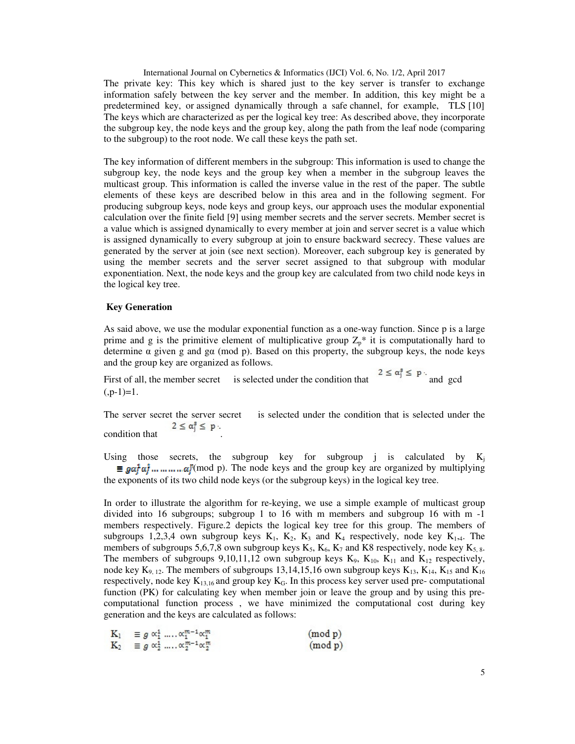The private key: This key which is shared just to the key server is transfer to exchange information safely between the key server and the member. In addition, this key might be a predetermined key, or assigned dynamically through a safe channel, for example, TLS [10] The keys which are characterized as per the logical key tree: As described above, they incorporate the subgroup key, the node keys and the group key, along the path from the leaf node (comparing to the subgroup) to the root node. We call these keys the path set.

The key information of different members in the subgroup: This information is used to change the subgroup key, the node keys and the group key when a member in the subgroup leaves the multicast group. This information is called the inverse value in the rest of the paper. The subtle elements of these keys are described below in this area and in the following segment. For producing subgroup keys, node keys and group keys, our approach uses the modular exponential calculation over the finite field [9] using member secrets and the server secrets. Member secret is a value which is assigned dynamically to every member at join and server secret is a value which is assigned dynamically to every subgroup at join to ensure backward secrecy. These values are generated by the server at join (see next section). Moreover, each subgroup key is generated by using the member secrets and the server secret assigned to that subgroup with modular exponentiation. Next, the node keys and the group key are calculated from two child node keys in the logical key tree.

### Key Generation

As said above, we use the modular exponential function as a one-way function. Since p is a large prime and g is the primitive element of multiplicative group $Z_p$* it is computationally hard to determine α given g and gα (mod p). Based on this property, the subgroup keys, the node keys and the group key are organized as follows.

First of all, the member secret is selected under the condition that $2 \leq \alpha_j^s \leq p$ and gcd (,p-1)=1.

The server secret the server secret is selected under the condition that is selected under the condition that $2 \leq \alpha_j^s \leq p$.

Using those secrets, the subgroup key for subgroup j is calculated by $K_j \equiv g\alpha_j^1 \alpha_j^2 \ldots\ldots\ldots \alpha_j^m$(mod p). The node keys and the group key are organized by multiplying the exponents of its two child node keys (or the subgroup keys) in the logical key tree.

In order to illustrate the algorithm for re-keying, we use a simple example of multicast group divided into 16 subgroups; subgroup 1 to 16 with m members and subgroup 16 with m -1 members respectively. Figure.2 depicts the logical key tree for this group. The members of subgroups 1,2,3,4 own subgroup keys $K_1$, $K_2$, $K_3$ and $K_4$ respectively, node key $K_{1,4}$. The members of subgroups 5,6,7,8 own subgroup keys $K_5$, $K_6$, $K_7$ and K8 respectively, node key $K_{5,8}$. The members of subgroups 9,10,11,12 own subgroup keys $K_9$, $K_{10}$, $K_{11}$ and $K_{12}$ respectively, node key $K_{9,12}$. The members of subgroups 13,14,15,16 own subgroup keys $K_{13}$, $K_{14}$, $K_{15}$ and $K_{16}$ respectively, node key $K_{13,16}$ and group key $K_G$. In this process key server used pre- computational function (PK) for calculating key when member join or leave the group and by using this pre-computational function process , we have minimized the computational cost during key generation and the keys are calculated as follows:

$$K_1 \equiv g \propto_1^1 \ldots\ldots \propto_1^{m-1} \propto_1^m \pmod{p}$$

$$K_2 \equiv g \propto_2^1 \ldots\ldots \propto_2^{m-1} \propto_2^m \pmod{p}$$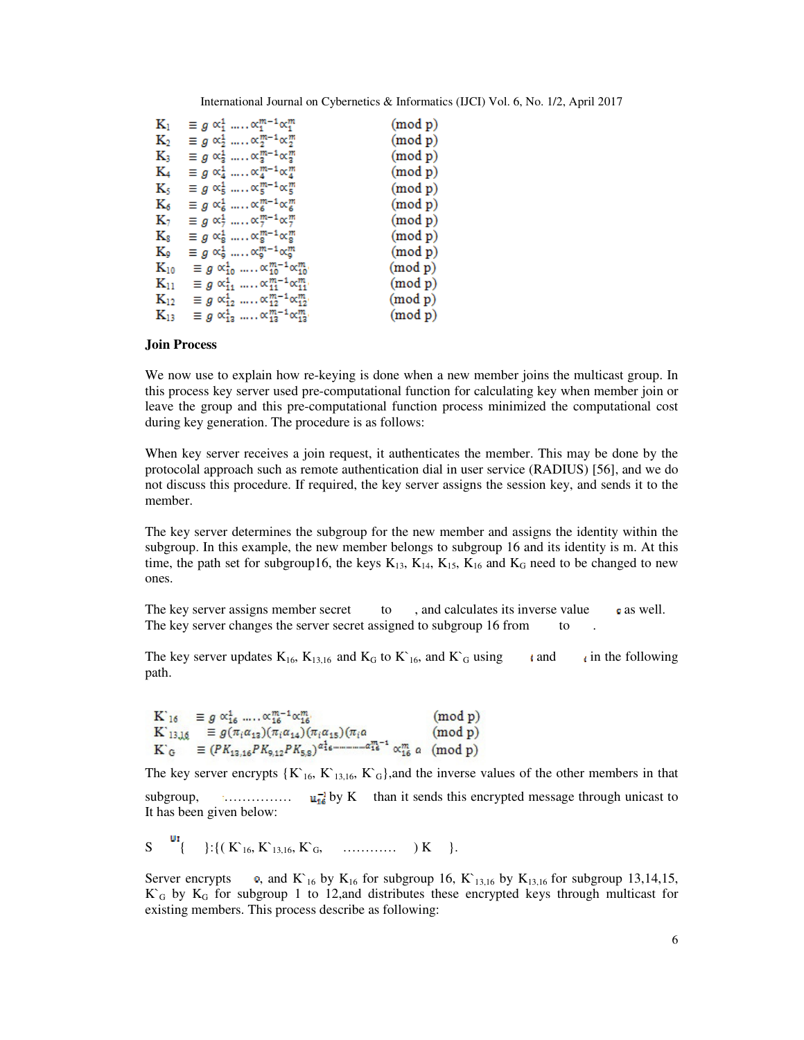$$
\begin{aligned}
K_1 &\equiv g \propto_1^1 \ldots\ldots \propto_1^{m-1} \propto_1^m && (\text{mod p}) \\
K_2 &\equiv g \propto_2^1 \ldots\ldots \propto_2^{m-1} \propto_2^m && (\text{mod p}) \\
K_3 &\equiv g \propto_3^1 \ldots\ldots \propto_3^{m-1} \propto_3^m && (\text{mod p}) \\
K_4 &\equiv g \propto_4^1 \ldots\ldots \propto_4^{m-1} \propto_4^m && (\text{mod p}) \\
K_5 &\equiv g \propto_5^1 \ldots\ldots \propto_5^{m-1} \propto_5^m && (\text{mod p}) \\
K_6 &\equiv g \propto_6^1 \ldots\ldots \propto_6^{m-1} \propto_6^m && (\text{mod p}) \\
K_7 &\equiv g \propto_7^1 \ldots\ldots \propto_7^{m-1} \propto_7^m && (\text{mod p}) \\
K_8 &\equiv g \propto_8^1 \ldots\ldots \propto_8^{m-1} \propto_8^m && (\text{mod p}) \\
K_9 &\equiv g \propto_9^1 \ldots\ldots \propto_9^{m-1} \propto_9^m && (\text{mod p}) \\
K_{10} &\equiv g \propto_{10}^1 \ldots\ldots \propto_{10}^{m-1} \propto_{10}^m && (\text{mod p}) \\
K_{11} &\equiv g \propto_{11}^1 \ldots\ldots \propto_{11}^{m-1} \propto_{11}^m && (\text{mod p}) \\
K_{12} &\equiv g \propto_{12}^1 \ldots\ldots \propto_{12}^{m-1} \propto_{12}^m && (\text{mod p}) \\
K_{13} &\equiv g \propto_{13}^1 \ldots\ldots \propto_{13}^{m-1} \propto_{13}^m && (\text{mod p})
\end{aligned}
$$

**Join Process**

We now use to explain how re-keying is done when a new member joins the multicast group. In this process key server used pre-computational function for calculating key when member join or leave the group and this pre-computational function process minimized the computational cost during key generation. The procedure is as follows:

When key server receives a join request, it authenticates the member. This may be done by the protocolal approach such as remote authentication dial in user service (RADIUS) [56], and we do not discuss this procedure. If required, the key server assigns the session key, and sends it to the member.

The key server determines the subgroup for the new member and assigns the identity within the subgroup. In this example, the new member belongs to subgroup 16 and its identity is m. At this time, the path set for subgroup16, the keys $K_{13}$, $K_{14}$, $K_{15}$, $K_{16}$ and $K_G$ need to be changed to new ones.

The key server assigns member secret to , and calculates its inverse value as well. The key server changes the server secret assigned to subgroup 16 from to .

The key server updates $K_{16}$, $K_{13,16}$ and $K_G$ to $K`_{16}$, and $K`_G$ using and in the following path.

$$
\begin{aligned}
K`_{16} &\equiv g \propto_{16}^1 \ldots\ldots \propto_{16}^{m-1} \propto_{16}^m && (\text{mod p}) \\
K`_{13,16} &\equiv g(\pi_i \alpha_{13})(\pi_i \alpha_{14})(\pi_i \alpha_{15})(\pi_i a && (\text{mod p}) \\
K`_G &\equiv (PK_{13,16} PK_{9,12} PK_{5,8})^{\alpha_{16}^1 \ldots\ldots \alpha_{16}^{m-1}} \propto_{16}^m a && (\text{mod p})
\end{aligned}
$$

The key server encrypts $\{K`_{16}, K`_{13,16}, K`_G\}$,and the inverse values of the other members in that subgroup, …………… $u_{16}^{-1}$ by K than it sends this encrypted message through unicast to It has been given below:

S $^{UI}$ { }:{( $K`_{16}$, $K`_{13,16}$, $K`_G$, ………… ) K }.

Server encrypts , and $K`_{16}$ by $K_{16}$ for subgroup 16, $K`_{13,16}$ by $K_{13,16}$ for subgroup 13,14,15, $K`_G$ by $K_G$ for subgroup 1 to 12,and distributes these encrypted keys through multicast for existing members. This process describe as following: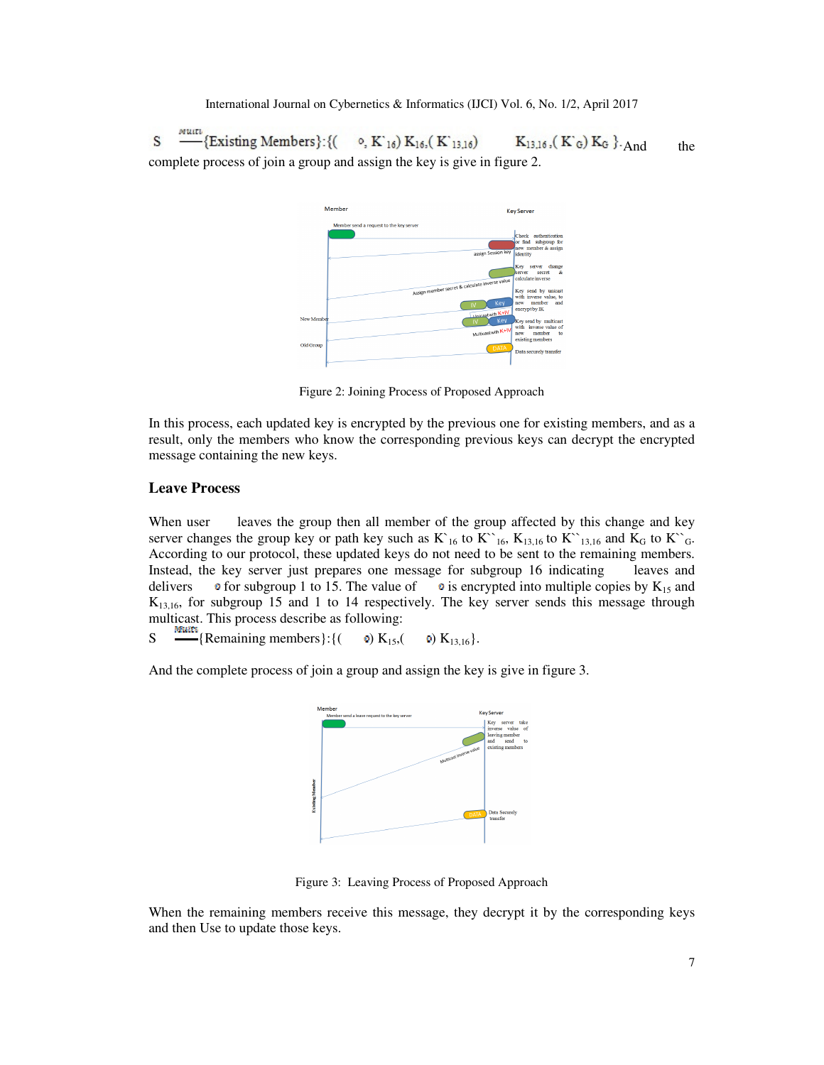$S \xrightarrow{Multi}$ {Existing Members}:{( , $K`_{16}$) $K_{16}$,( $K`_{13,16}$) $K_{13,16}$ ,( $K`_G$) $K_G$ }. And the complete process of join a group and assign the key is give in figure 2.

Figure 2: Joining Process of Proposed Approach

In this process, each updated key is encrypted by the previous one for existing members, and as a result, only the members who know the corresponding previous keys can decrypt the encrypted message containing the new keys.

### Leave Process

When user leaves the group then all member of the group affected by this change and key server changes the group key or path key such as $K`_{16}$ to $K``_{16}$, $K_{13,16}$ to $K``_{13,16}$ and $K_G$ to $K``_G$. According to our protocol, these updated keys do not need to be sent to the remaining members. Instead, the key server just prepares one message for subgroup 16 indicating leaves and delivers for subgroup 1 to 15. The value of is encrypted into multiple copies by $K_{15}$ and $K_{13,16}$, for subgroup 15 and 1 to 14 respectively. The key server sends this message through multicast. This process describe as following:

$S \xrightarrow{Multi}$ {Remaining members}:{( ) $K_{15}$,( ) $K_{13,16}$}.

And the complete process of join a group and assign the key is give in figure 3.

Figure 3: Leaving Process of Proposed Approach

When the remaining members receive this message, they decrypt it by the corresponding keys and then Use to update those keys.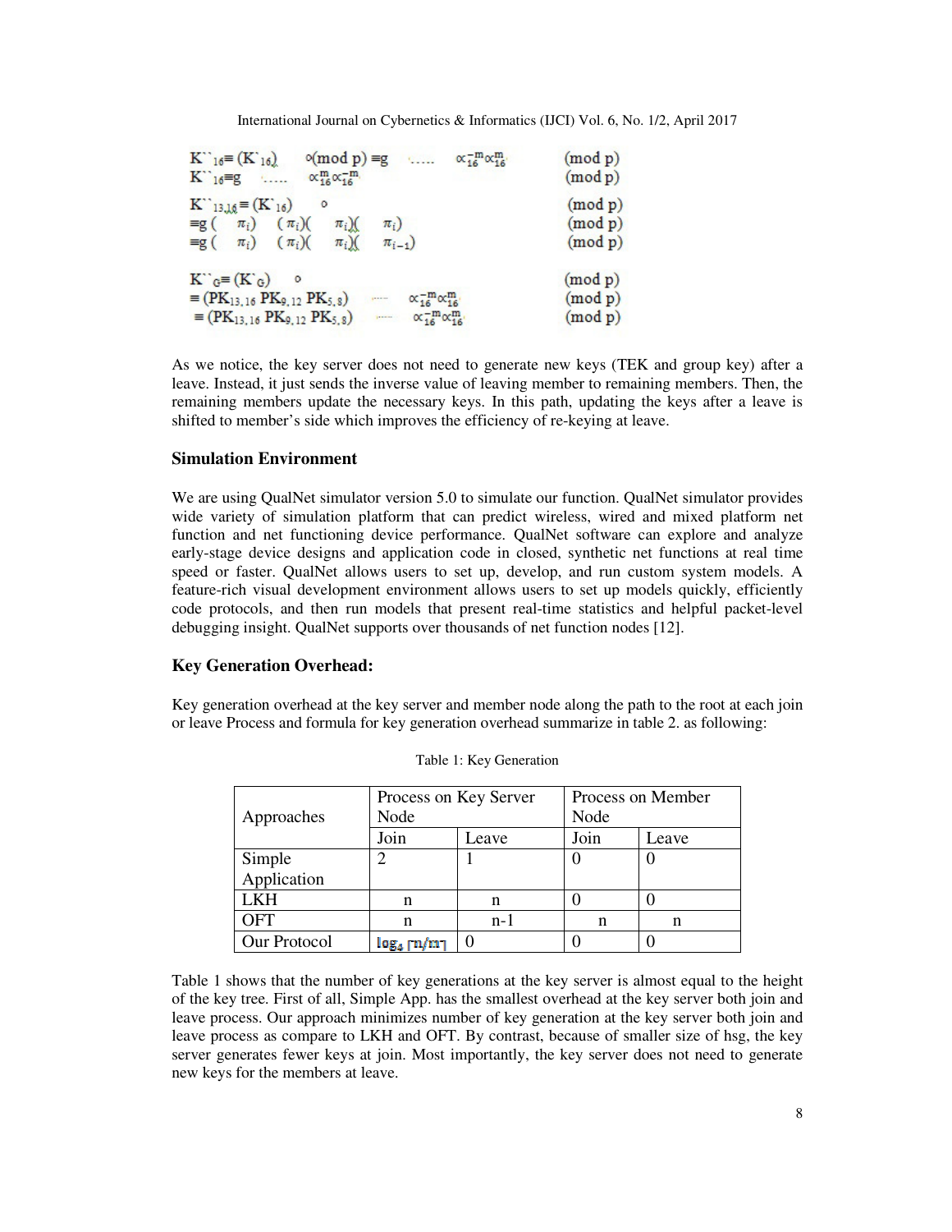$$K``_{16} \equiv (K`_{16}) \quad \circ(\text{mod } p) \equiv g \quad \ldots\ldots \quad \propto_{16}^{-m} \propto_{16}^{m} \quad (\text{mod } p)$$
$$K``_{16} \equiv g \quad \ldots\ldots \quad \propto_{16}^{m} \propto_{16}^{-m} \quad (\text{mod } p)$$

$$K``_{13,16} \equiv (K`_{16}) \quad \circ \quad (\text{mod } p)$$
$$\equiv g \, ( \quad \pi_i) \quad (\pi_i)( \quad \pi_i)( \quad \pi_i) \quad (\text{mod } p)$$
$$\equiv g \, ( \quad \pi_i) \quad (\pi_i)( \quad \pi_i)( \quad \pi_{i-1}) \quad (\text{mod } p)$$

$$K``_{G} \equiv (K`_{G}) \quad \circ \quad (\text{mod } p)$$
$$\equiv (PK_{13,16} \, PK_{9,12} \, PK_{5,8}) \quad \ldots\ldots \quad \propto_{16}^{-m} \propto_{16}^{m} \quad (\text{mod } p)$$
$$\equiv (PK_{13,16} \, PK_{9,12} \, PK_{5,8}) \quad \ldots\ldots \quad \propto_{16}^{-m} \propto_{16}^{m} \quad (\text{mod } p)$$

As we notice, the key server does not need to generate new keys (TEK and group key) after a leave. Instead, it just sends the inverse value of leaving member to remaining members. Then, the remaining members update the necessary keys. In this path, updating the keys after a leave is shifted to member's side which improves the efficiency of re-keying at leave.

## Simulation Environment

We are using QualNet simulator version 5.0 to simulate our function. QualNet simulator provides wide variety of simulation platform that can predict wireless, wired and mixed platform net function and net functioning device performance. QualNet software can explore and analyze early-stage device designs and application code in closed, synthetic net functions at real time speed or faster. QualNet allows users to set up, develop, and run custom system models. A feature-rich visual development environment allows users to set up models quickly, efficiently code protocols, and then run models that present real-time statistics and helpful packet-level debugging insight. QualNet supports over thousands of net function nodes [12].

## Key Generation Overhead:

Key generation overhead at the key server and member node along the path to the root at each join or leave Process and formula for key generation overhead summarize in table 2. as following:

Table 1: Key Generation

| Approaches | Process on Key Server Node | | Process on Member Node | |
|---|---|---|---|---|
| | Join | Leave | Join | Leave |
| Simple Application | 2 | 1 | 0 | 0 |
| LKH | n | n | 0 | 0 |
| OFT | n | n-1 | n | n |
| Our Protocol | $\log_4 \lceil n/m \rceil$ | 0 | 0 | 0 |

Table 1 shows that the number of key generations at the key server is almost equal to the height of the key tree. First of all, Simple App. has the smallest overhead at the key server both join and leave process. Our approach minimizes number of key generation at the key server both join and leave process as compare to LKH and OFT. By contrast, because of smaller size of hsg, the key server generates fewer keys at join. Most importantly, the key server does not need to generate new keys for the members at leave.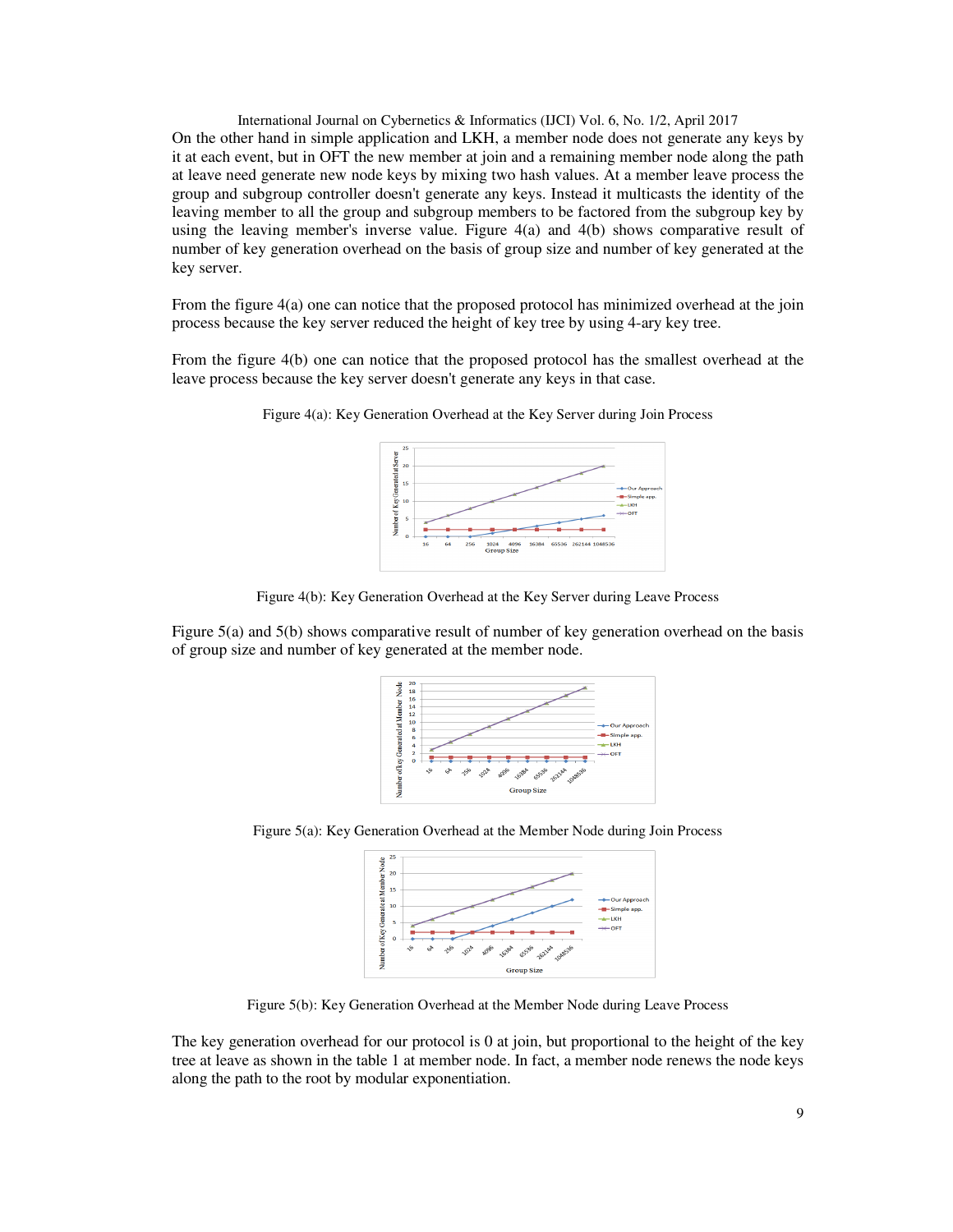On the other hand in simple application and LKH, a member node does not generate any keys by it at each event, but in OFT the new member at join and a remaining member node along the path at leave need generate new node keys by mixing two hash values. At a member leave process the group and subgroup controller doesn't generate any keys. Instead it multicasts the identity of the leaving member to all the group and subgroup members to be factored from the subgroup key by using the leaving member's inverse value. Figure 4(a) and 4(b) shows comparative result of number of key generation overhead on the basis of group size and number of key generated at the key server.

From the figure 4(a) one can notice that the proposed protocol has minimized overhead at the join process because the key server reduced the height of key tree by using 4-ary key tree.

From the figure 4(b) one can notice that the proposed protocol has the smallest overhead at the leave process because the key server doesn't generate any keys in that case.

Figure 4(a): Key Generation Overhead at the Key Server during Join Process

Figure 4(b): Key Generation Overhead at the Key Server during Leave Process

Figure 5(a) and 5(b) shows comparative result of number of key generation overhead on the basis of group size and number of key generated at the member node.

Figure 5(a): Key Generation Overhead at the Member Node during Join Process

Figure 5(b): Key Generation Overhead at the Member Node during Leave Process

The key generation overhead for our protocol is 0 at join, but proportional to the height of the key tree at leave as shown in the table 1 at member node. In fact, a member node renews the node keys along the path to the root by modular exponentiation.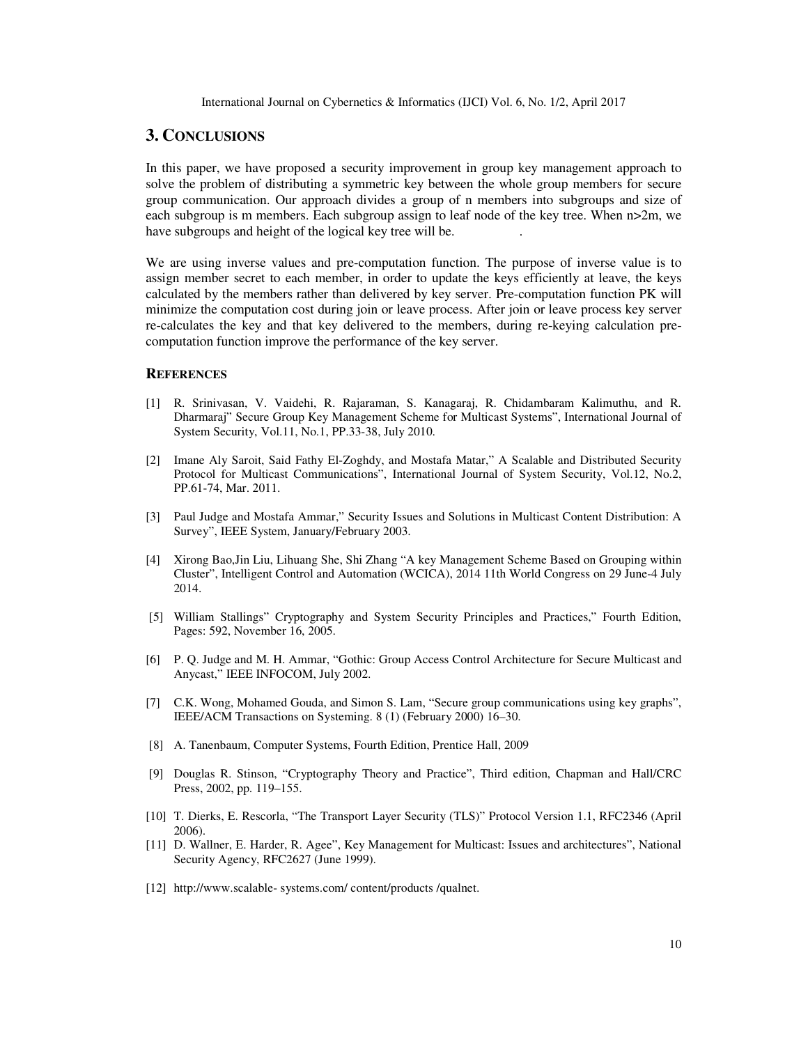## 3. CONCLUSIONS

In this paper, we have proposed a security improvement in group key management approach to solve the problem of distributing a symmetric key between the whole group members for secure group communication. Our approach divides a group of n members into subgroups and size of each subgroup is m members. Each subgroup assign to leaf node of the key tree. When n>2m, we have subgroups and height of the logical key tree will be.                .

We are using inverse values and pre-computation function. The purpose of inverse value is to assign member secret to each member, in order to update the keys efficiently at leave, the keys calculated by the members rather than delivered by key server. Pre-computation function PK will minimize the computation cost during join or leave process. After join or leave process key server re-calculates the key and that key delivered to the members, during re-keying calculation pre-computation function improve the performance of the key server.

### REFERENCES

[1] R. Srinivasan, V. Vaidehi, R. Rajaraman, S. Kanagaraj, R. Chidambaram Kalimuthu, and R. Dharmaraj" Secure Group Key Management Scheme for Multicast Systems", International Journal of System Security, Vol.11, No.1, PP.33-38, July 2010.

[2] Imane Aly Saroit, Said Fathy El-Zoghdy, and Mostafa Matar," A Scalable and Distributed Security Protocol for Multicast Communications", International Journal of System Security, Vol.12, No.2, PP.61-74, Mar. 2011.

[3] Paul Judge and Mostafa Ammar," Security Issues and Solutions in Multicast Content Distribution: A Survey", IEEE System, January/February 2003.

[4] Xirong Bao,Jin Liu, Lihuang She, Shi Zhang "A key Management Scheme Based on Grouping within Cluster", Intelligent Control and Automation (WCICA), 2014 11th World Congress on 29 June-4 July 2014.

[5] William Stallings" Cryptography and System Security Principles and Practices," Fourth Edition, Pages: 592, November 16, 2005.

[6] P. Q. Judge and M. H. Ammar, "Gothic: Group Access Control Architecture for Secure Multicast and Anycast," IEEE INFOCOM, July 2002.

[7] C.K. Wong, Mohamed Gouda, and Simon S. Lam, "Secure group communications using key graphs", IEEE/ACM Transactions on Systeming. 8 (1) (February 2000) 16–30.

[8] A. Tanenbaum, Computer Systems, Fourth Edition, Prentice Hall, 2009

[9] Douglas R. Stinson, "Cryptography Theory and Practice", Third edition, Chapman and Hall/CRC Press, 2002, pp. 119–155.

[10] T. Dierks, E. Rescorla, "The Transport Layer Security (TLS)" Protocol Version 1.1, RFC2346 (April 2006).

[11] D. Wallner, E. Harder, R. Agee", Key Management for Multicast: Issues and architectures", National Security Agency, RFC2627 (June 1999).

[12] http://www.scalable- systems.com/ content/products /qualnet.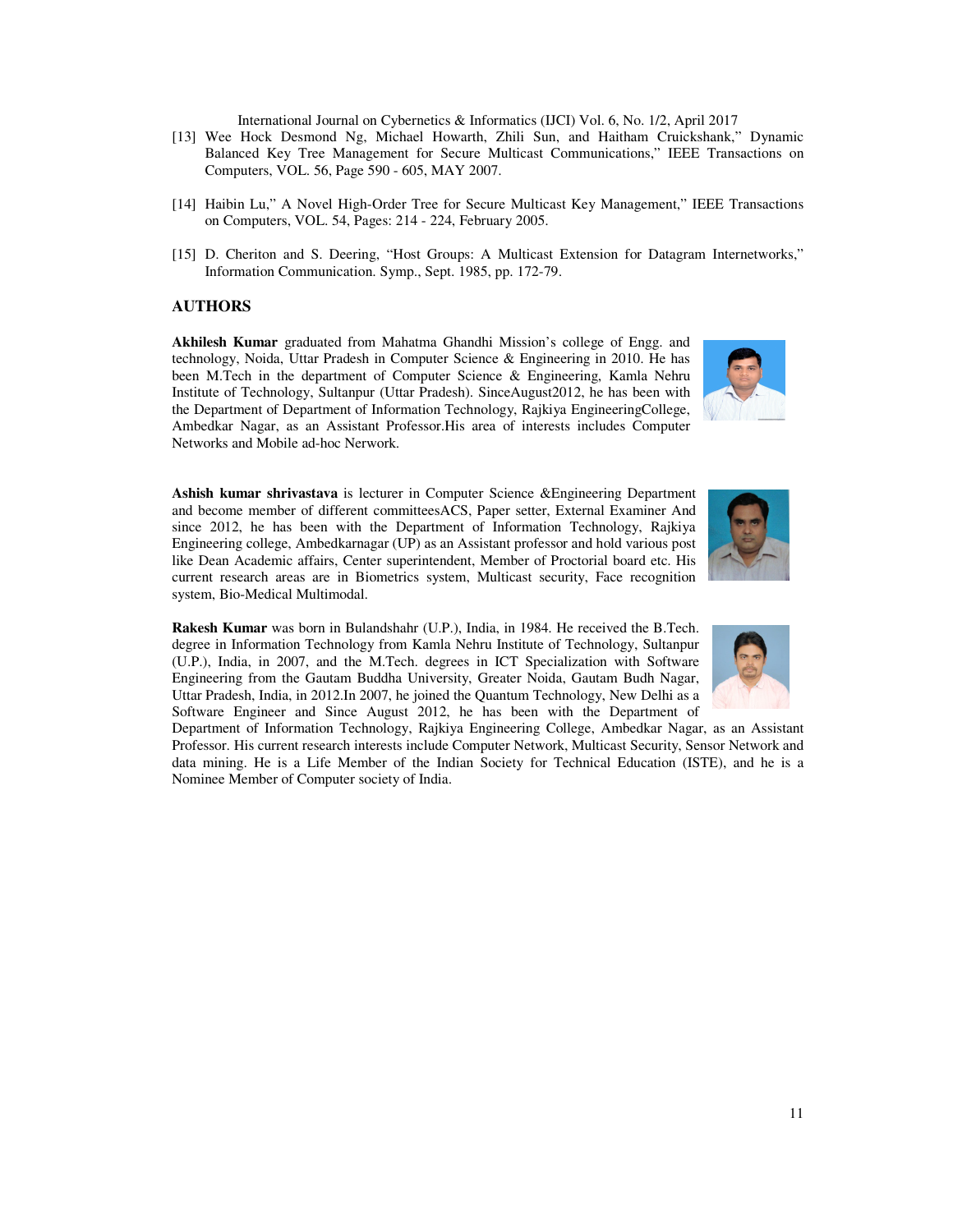[13] Wee Hock Desmond Ng, Michael Howarth, Zhili Sun, and Haitham Cruickshank," Dynamic Balanced Key Tree Management for Secure Multicast Communications," IEEE Transactions on Computers, VOL. 56, Page 590 - 605, MAY 2007.

[14] Haibin Lu," A Novel High-Order Tree for Secure Multicast Key Management," IEEE Transactions on Computers, VOL. 54, Pages: 214 - 224, February 2005.

[15] D. Cheriton and S. Deering, "Host Groups: A Multicast Extension for Datagram Internetworks," Information Communication. Symp., Sept. 1985, pp. 172-79.

## AUTHORS

**Akhilesh Kumar** graduated from Mahatma Ghandhi Mission's college of Engg. and technology, Noida, Uttar Pradesh in Computer Science & Engineering in 2010. He has been M.Tech in the department of Computer Science & Engineering, Kamla Nehru Institute of Technology, Sultanpur (Uttar Pradesh). SinceAugust2012, he has been with the Department of Department of Information Technology, Rajkiya EngineeringCollege, Ambedkar Nagar, as an Assistant Professor.His area of interests includes Computer Networks and Mobile ad-hoc Nerwork.

**Ashish kumar shrivastava** is lecturer in Computer Science &Engineering Department and become member of different committeesACS, Paper setter, External Examiner And since 2012, he has been with the Department of Information Technology, Rajkiya Engineering college, Ambedkarnagar (UP) as an Assistant professor and hold various post like Dean Academic affairs, Center superintendent, Member of Proctorial board etc. His current research areas are in Biometrics system, Multicast security, Face recognition system, Bio-Medical Multimodal.

**Rakesh Kumar** was born in Bulandshahr (U.P.), India, in 1984. He received the B.Tech. degree in Information Technology from Kamla Nehru Institute of Technology, Sultanpur (U.P.), India, in 2007, and the M.Tech. degrees in ICT Specialization with Software Engineering from the Gautam Buddha University, Greater Noida, Gautam Budh Nagar, Uttar Pradesh, India, in 2012.In 2007, he joined the Quantum Technology, New Delhi as a Software Engineer and Since August 2012, he has been with the Department of Department of Information Technology, Rajkiya Engineering College, Ambedkar Nagar, as an Assistant Professor. His current research interests include Computer Network, Multicast Security, Sensor Network and data mining. He is a Life Member of the Indian Society for Technical Education (ISTE), and he is a Nominee Member of Computer society of India.